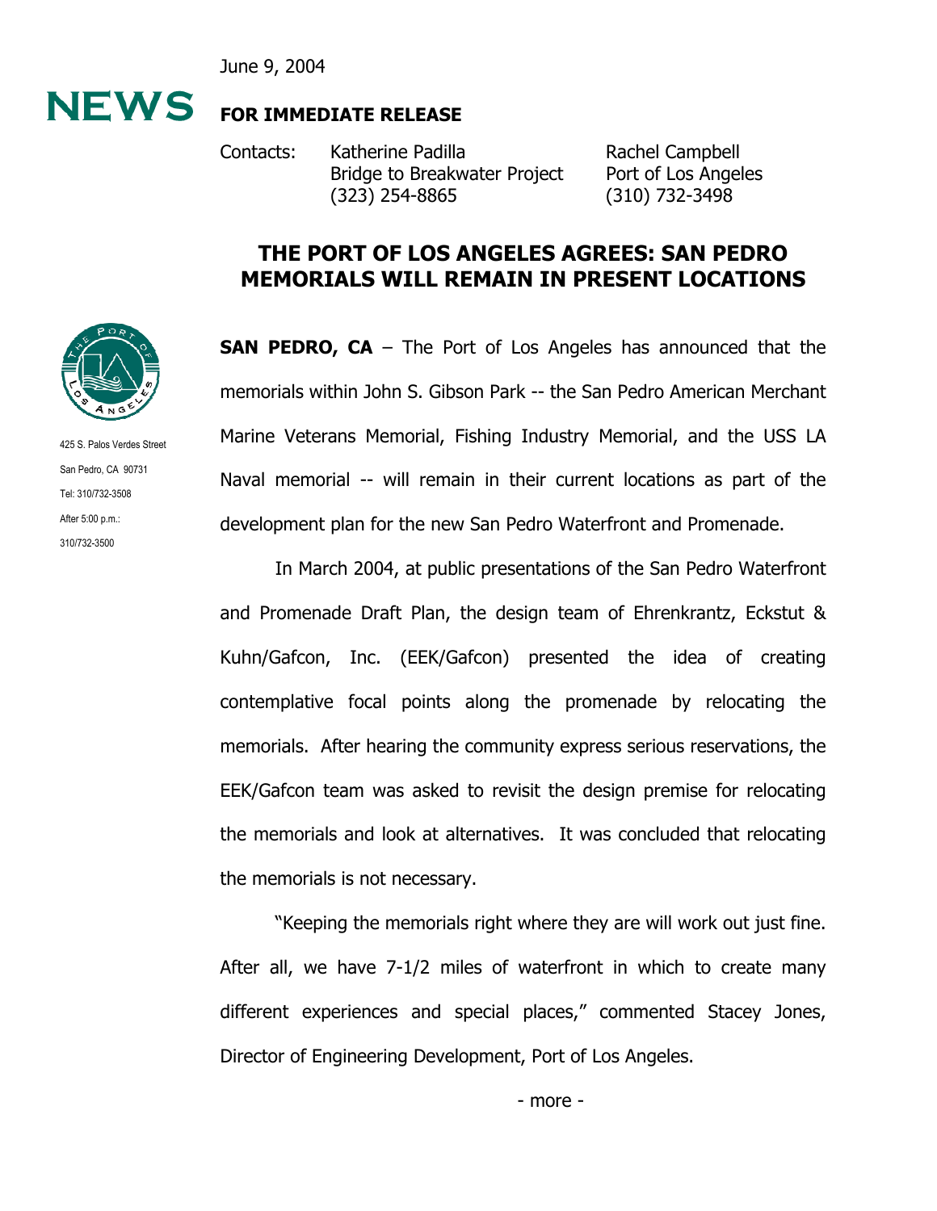June 9, 2004

NEWS

**FOR IMMEDIATE RELEASE**

Contacts:

Katherine Padilla
Bridge to Breakwater Project
(323) 254-8865

Rachel Campbell
Port of Los Angeles
(310) 732-3498

425 S. Palos Verdes Street
San Pedro, CA 90731
Tel: 310/732-3508
After 5:00 p.m.:
310/732-3500

# THE PORT OF LOS ANGELES AGREES: SAN PEDRO MEMORIALS WILL REMAIN IN PRESENT LOCATIONS

**SAN PEDRO, CA** – The Port of Los Angeles has announced that the memorials within John S. Gibson Park -- the San Pedro American Merchant Marine Veterans Memorial, Fishing Industry Memorial, and the USS LA Naval memorial -- will remain in their current locations as part of the development plan for the new San Pedro Waterfront and Promenade.

In March 2004, at public presentations of the San Pedro Waterfront and Promenade Draft Plan, the design team of Ehrenkrantz, Eckstut & Kuhn/Gafcon, Inc. (EEK/Gafcon) presented the idea of creating contemplative focal points along the promenade by relocating the memorials. After hearing the community express serious reservations, the EEK/Gafcon team was asked to revisit the design premise for relocating the memorials and look at alternatives. It was concluded that relocating the memorials is not necessary.

"Keeping the memorials right where they are will work out just fine. After all, we have 7-1/2 miles of waterfront in which to create many different experiences and special places," commented Stacey Jones, Director of Engineering Development, Port of Los Angeles.

- more -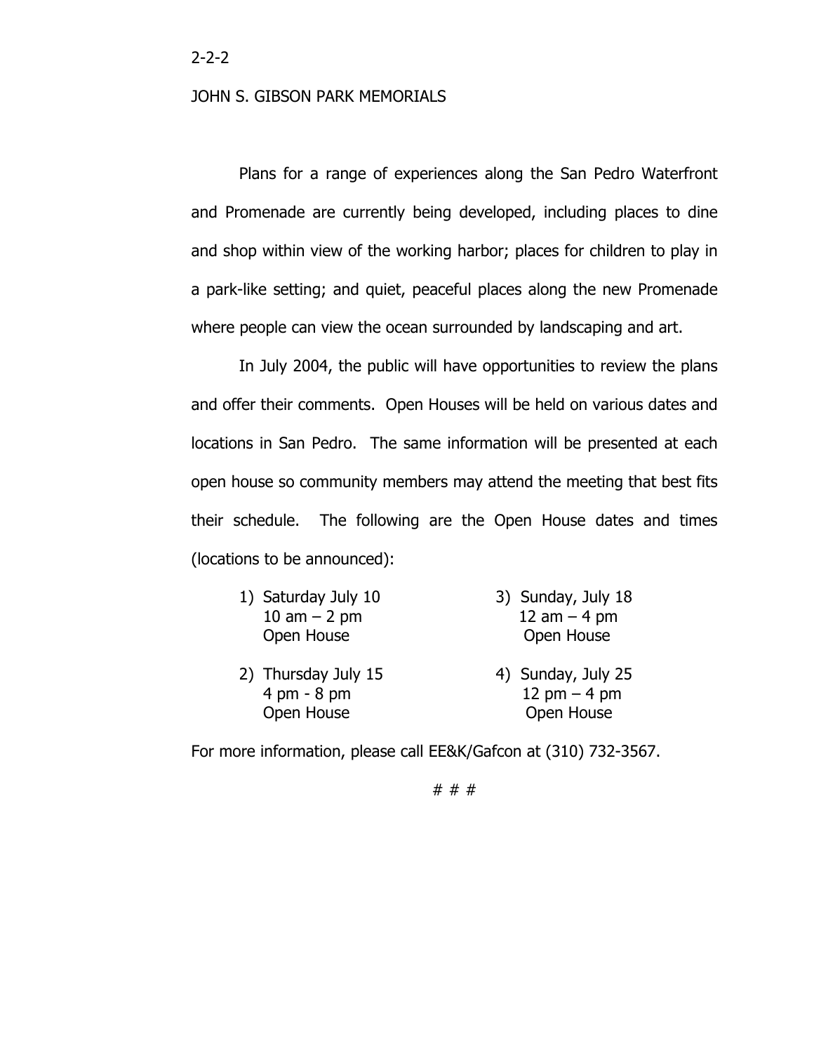Plans for a range of experiences along the San Pedro Waterfront and Promenade are currently being developed, including places to dine and shop within view of the working harbor; places for children to play in a park-like setting; and quiet, peaceful places along the new Promenade where people can view the ocean surrounded by landscaping and art.

In July 2004, the public will have opportunities to review the plans and offer their comments. Open Houses will be held on various dates and locations in San Pedro. The same information will be presented at each open house so community members may attend the meeting that best fits their schedule. The following are the Open House dates and times (locations to be announced):

1) Saturday July 10
   10 am – 2 pm
   Open House

2) Thursday July 15
   4 pm - 8 pm
   Open House

3) Sunday, July 18
   12 am – 4 pm
   Open House

4) Sunday, July 25
   12 pm – 4 pm
   Open House

For more information, please call EE&K/Gafcon at (310) 732-3567.

# # #